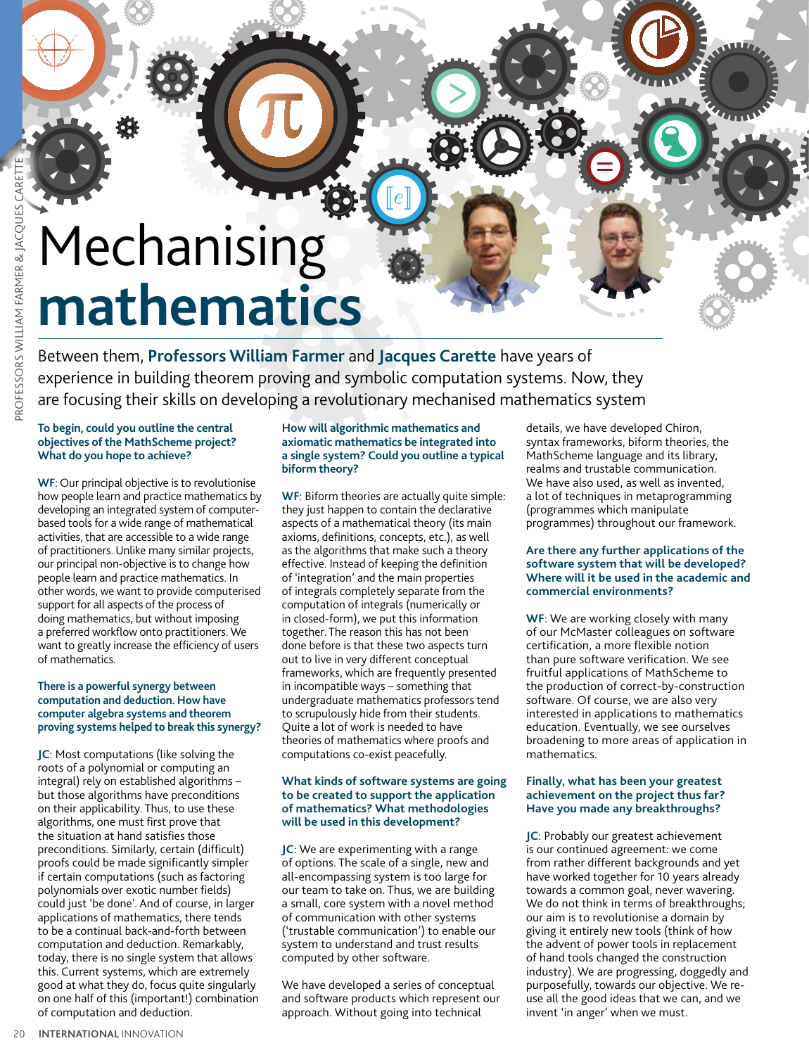# Mechanising **mathematics**

Between them, **Professors William Farmer** and **Jacques Carette** have years of experience in building theorem proving and symbolic computation systems. Now, they are focusing their skills on developing a revolutionary mechanised mathematics system

**To begin, could you outline the central objectives of the MathScheme project? What do you hope to achieve?**

**WF**: Our principal objective is to revolutionise how people learn and practice mathematics by developing an integrated system of computer-based tools for a wide range of mathematical activities, that are accessible to a wide range of practitioners. Unlike many similar projects, our principal non-objective is to change how people learn and practice mathematics. In other words, we want to provide computerised support for all aspects of the process of doing mathematics, but without imposing a preferred workflow onto practitioners. We want to greatly increase the efficiency of users of mathematics.

**There is a powerful synergy between computation and deduction. How have computer algebra systems and theorem proving systems helped to break this synergy?**

**JC**: Most computations (like solving the roots of a polynomial or computing an integral) rely on established algorithms – but those algorithms have preconditions on their applicability. Thus, to use these algorithms, one must first prove that the situation at hand satisfies those preconditions. Similarly, certain (difficult) proofs could be made significantly simpler if certain computations (such as factoring polynomials over exotic number fields) could just 'be done'. And of course, in larger applications of mathematics, there tends to be a continual back-and-forth between computation and deduction. Remarkably, today, there is no single system that allows this. Current systems, which are extremely good at what they do, focus quite singularly on one half of this (important!) combination of computation and deduction.

**How will algorithmic mathematics and axiomatic mathematics be integrated into a single system? Could you outline a typical biform theory?**

**WF**: Biform theories are actually quite simple: they just happen to contain the declarative aspects of a mathematical theory (its main axioms, definitions, concepts, etc.), as well as the algorithms that make such a theory effective. Instead of keeping the definition of 'integration' and the main properties of integrals completely separate from the computation of integrals (numerically or in closed-form), we put this information together. The reason this has not been done before is that these two aspects turn out to live in very different conceptual frameworks, which are frequently presented in incompatible ways – something that undergraduate mathematics professors tend to scrupulously hide from their students. Quite a lot of work is needed to have theories of mathematics where proofs and computations co-exist peacefully.

**What kinds of software systems are going to be created to support the application of mathematics? What methodologies will be used in this development?**

**JC**: We are experimenting with a range of options. The scale of a single, new and all-encompassing system is too large for our team to take on. Thus, we are building a small, core system with a novel method of communication with other systems ('trustable communication') to enable our system to understand and trust results computed by other software.

We have developed a series of conceptual and software products which represent our approach. Without going into technical details, we have developed Chiron, syntax frameworks, biform theories, the MathScheme language and its library, realms and trustable communication. We have also used, as well as invented, a lot of techniques in metaprogramming (programmes which manipulate programmes) throughout our framework.

**Are there any further applications of the software system that will be developed? Where will it be used in the academic and commercial environments?**

**WF**: We are working closely with many of our McMaster colleagues on software certification, a more flexible notion than pure software verification. We see fruitful applications of MathScheme to the production of correct-by-construction software. Of course, we are also very interested in applications to mathematics education. Eventually, we see ourselves broadening to more areas of application in mathematics.

**Finally, what has been your greatest achievement on the project thus far? Have you made any breakthroughs?**

**JC**: Probably our greatest achievement is our continued agreement: we come from rather different backgrounds and yet have worked together for 10 years already towards a common goal, never wavering. We do not think in terms of breakthroughs; our aim is to revolutionise a domain by giving it entirely new tools (think of how the advent of power tools in replacement of hand tools changed the construction industry). We are progressing, doggedly and purposefully, towards our objective. We re-use all the good ideas that we can, and we invent 'in anger' when we must.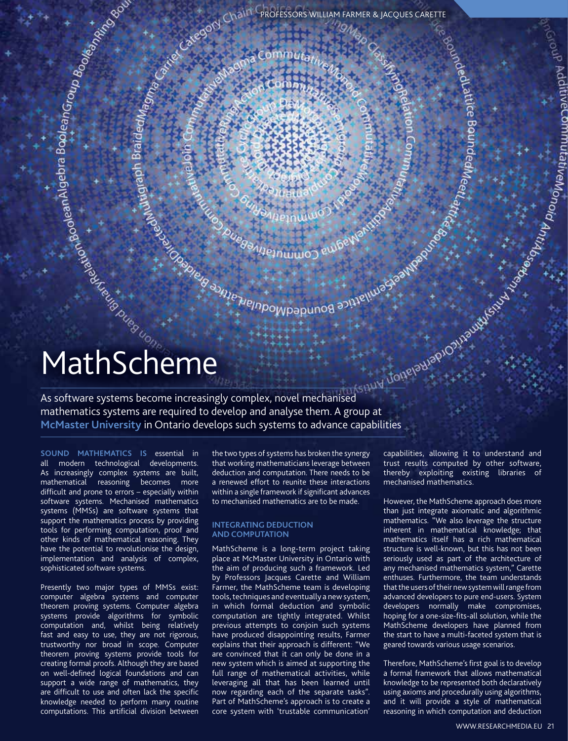PROFESSORS WILLIAM FARMER & JACQUES CARETTE

# MathScheme

As software systems become increasingly complex, novel mechanised mathematics systems are required to develop and analyse them. A group at **McMaster University** in Ontario develops such systems to advance capabilities

**SOUND MATHEMATICS IS** essential in all modern technological developments. As increasingly complex systems are built, mathematical reasoning becomes more difficult and prone to errors – especially within software systems. Mechanised mathematics systems (MMSs) are software systems that support the mathematics process by providing tools for performing computation, proof and other kinds of mathematical reasoning. They have the potential to revolutionise the design, implementation and analysis of complex, sophisticated software systems.

Presently two major types of MMSs exist: computer algebra systems and computer theorem proving systems. Computer algebra systems provide algorithms for symbolic computation and, whilst being relatively fast and easy to use, they are not rigorous, trustworthy nor broad in scope. Computer theorem proving systems provide tools for creating formal proofs. Although they are based on well-defined logical foundations and can support a wide range of mathematics, they are difficult to use and often lack the specific knowledge needed to perform many routine computations. This artificial division between the two types of systems has broken the synergy that working mathematicians leverage between deduction and computation. There needs to be a renewed effort to reunite these interactions within a single framework if significant advances to mechanised mathematics are to be made.

## INTEGRATING DEDUCTION AND COMPUTATION

MathScheme is a long-term project taking place at McMaster University in Ontario with the aim of producing such a framework. Led by Professors Jacques Carette and William Farmer, the MathScheme team is developing tools, techniques and eventually a new system, in which formal deduction and symbolic computation are tightly integrated. Whilst previous attempts to conjoin such systems have produced disappointing results, Farmer explains that their approach is different: "We are convinced that it can only be done in a new system which is aimed at supporting the full range of mathematical activities, while leveraging all that has been learned until now regarding each of the separate tasks". Part of MathScheme's approach is to create a core system with 'trustable communication' capabilities, allowing it to understand and trust results computed by other software, thereby exploiting existing libraries of mechanised mathematics.

However, the MathScheme approach does more than just integrate axiomatic and algorithmic mathematics. "We also leverage the structure inherent in mathematical knowledge; that mathematics itself has a rich mathematical structure is well-known, but this has not been seriously used as part of the architecture of any mechanised mathematics system," Carette enthuses. Furthermore, the team understands that the users of their new system will range from advanced developers to pure end-users. System developers normally make compromises, hoping for a one-size-fits-all solution, while the MathScheme developers have planned from the start to have a multi-faceted system that is geared towards various usage scenarios.

Therefore, MathScheme's first goal is to develop a formal framework that allows mathematical knowledge to be represented both declaratively using axioms and procedurally using algorithms, and it will provide a style of mathematical reasoning in which computation and deduction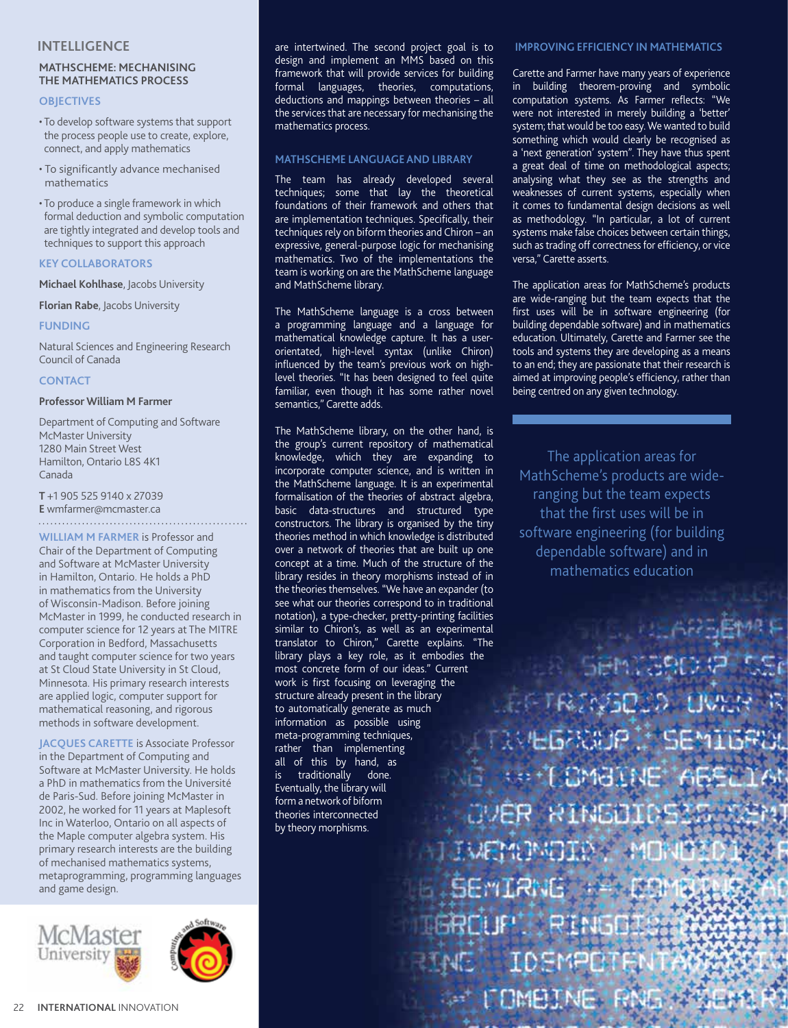# INTELLIGENCE

## MATHSCHEME: MECHANISING THE MATHEMATICS PROCESS

### OBJECTIVES

- To develop software systems that support the process people use to create, explore, connect, and apply mathematics
- To significantly advance mechanised mathematics
- To produce a single framework in which formal deduction and symbolic computation are tightly integrated and develop tools and techniques to support this approach

### KEY COLLABORATORS

**Michael Kohlhase**, Jacobs University

**Florian Rabe**, Jacobs University

### FUNDING

Natural Sciences and Engineering Research Council of Canada

### CONTACT

**Professor William M Farmer**

Department of Computing and Software
McMaster University
1280 Main Street West
Hamilton, Ontario L8S 4K1
Canada

**T** +1 905 525 9140 x 27039
**E** wmfarmer@mcmaster.ca

**WILLIAM M FARMER** is Professor and Chair of the Department of Computing and Software at McMaster University in Hamilton, Ontario. He holds a PhD in mathematics from the University of Wisconsin-Madison. Before joining McMaster in 1999, he conducted research in computer science for 12 years at The MITRE Corporation in Bedford, Massachusetts and taught computer science for two years at St Cloud State University in St Cloud, Minnesota. His primary research interests are applied logic, computer support for mathematical reasoning, and rigorous methods in software development.

**JACQUES CARETTE** is Associate Professor in the Department of Computing and Software at McMaster University. He holds a PhD in mathematics from the Université de Paris-Sud. Before joining McMaster in 2002, he worked for 11 years at Maplesoft Inc in Waterloo, Ontario on all aspects of the Maple computer algebra system. His primary research interests are the building of mechanised mathematics systems, metaprogramming, programming languages and game design.

are intertwined. The second project goal is to design and implement an MMS based on this framework that will provide services for building formal languages, theories, computations, deductions and mappings between theories – all the services that are necessary for mechanising the mathematics process.

### MATHSCHEME LANGUAGE AND LIBRARY

The team has already developed several techniques; some that lay the theoretical foundations of their framework and others that are implementation techniques. Specifically, their techniques rely on biform theories and Chiron – an expressive, general-purpose logic for mechanising mathematics. Two of the implementations the team is working on are the MathScheme language and MathScheme library.

The MathScheme language is a cross between a programming language and a language for mathematical knowledge capture. It has a user-orientated, high-level syntax (unlike Chiron) influenced by the team's previous work on high-level theories. "It has been designed to feel quite familiar, even though it has some rather novel semantics," Carette adds.

The MathScheme library, on the other hand, is the group's current repository of mathematical knowledge, which they are expanding to incorporate computer science, and is written in the MathScheme language. It is an experimental formalisation of the theories of abstract algebra, basic data-structures and structured type constructors. The library is organised by the tiny theories method in which knowledge is distributed over a network of theories that are built up one concept at a time. Much of the structure of the library resides in theory morphisms instead of in the theories themselves. "We have an expander (to see what our theories correspond to in traditional notation), a type-checker, pretty-printing facilities similar to Chiron's, as well as an experimental translator to Chiron," Carette explains. "The library plays a key role, as it embodies the most concrete form of our ideas." Current work is first focusing on leveraging the structure already present in the library to automatically generate as much information as possible using meta-programming techniques, rather than implementing all of this by hand, as is traditionally done. Eventually, the library will form a network of biform theories interconnected by theory morphisms.

### IMPROVING EFFICIENCY IN MATHEMATICS

Carette and Farmer have many years of experience in building theorem-proving and symbolic computation systems. As Farmer reflects: "We were not interested in merely building a 'better' system; that would be too easy. We wanted to build something which would clearly be recognised as a 'next generation' system". They have thus spent a great deal of time on methodological aspects; analysing what they see as the strengths and weaknesses of current systems, especially when it comes to fundamental design decisions as well as methodology. "In particular, a lot of current systems make false choices between certain things, such as trading off correctness for efficiency, or vice versa," Carette asserts.

The application areas for MathScheme's products are wide-ranging but the team expects that the first uses will be in software engineering (for building dependable software) and in mathematics education. Ultimately, Carette and Farmer see the tools and systems they are developing as a means to an end; they are passionate that their research is aimed at improving people's efficiency, rather than being centred on any given technology.

The application areas for MathScheme's products are wide-ranging but the team expects that the first uses will be in software engineering (for building dependable software) and in mathematics education